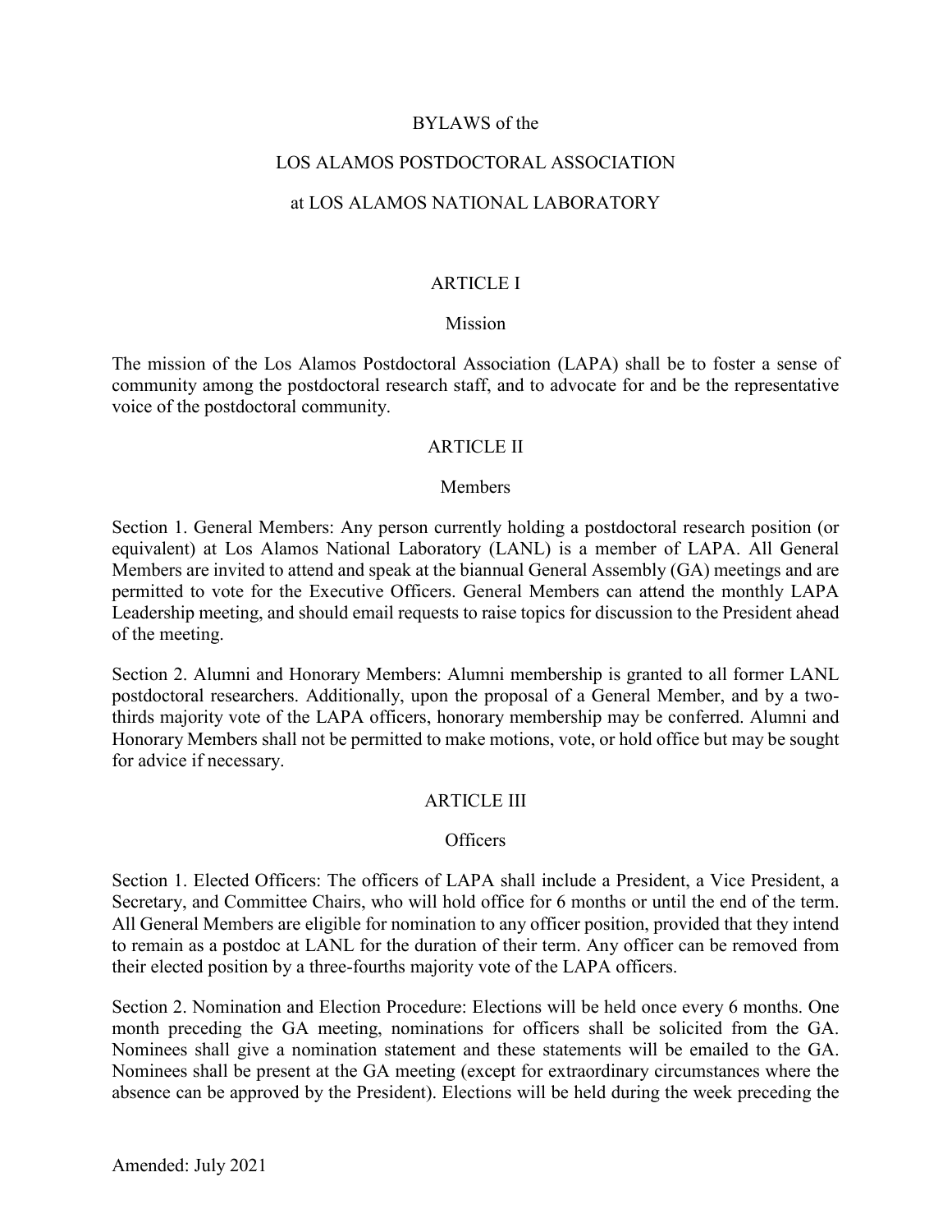# BYLAWS of the

# LOS ALAMOS POSTDOCTORAL ASSOCIATION

# at LOS ALAMOS NATIONAL LABORATORY

## ARTICLE I

### Mission

The mission of the Los Alamos Postdoctoral Association (LAPA) shall be to foster a sense of community among the postdoctoral research staff, and to advocate for and be the representative voice of the postdoctoral community.

## ARTICLE II

### Members

Section 1. General Members: Any person currently holding a postdoctoral research position (or equivalent) at Los Alamos National Laboratory (LANL) is a member of LAPA. All General Members are invited to attend and speak at the biannual General Assembly (GA) meetings and are permitted to vote for the Executive Officers. General Members can attend the monthly LAPA Leadership meeting, and should email requests to raise topics for discussion to the President ahead of the meeting.

Section 2. Alumni and Honorary Members: Alumni membership is granted to all former LANL postdoctoral researchers. Additionally, upon the proposal of a General Member, and by a two-thirds majority vote of the LAPA officers, honorary membership may be conferred. Alumni and Honorary Members shall not be permitted to make motions, vote, or hold office but may be sought for advice if necessary.

## ARTICLE III

### Officers

Section 1. Elected Officers: The officers of LAPA shall include a President, a Vice President, a Secretary, and Committee Chairs, who will hold office for 6 months or until the end of the term. All General Members are eligible for nomination to any officer position, provided that they intend to remain as a postdoc at LANL for the duration of their term. Any officer can be removed from their elected position by a three-fourths majority vote of the LAPA officers.

Section 2. Nomination and Election Procedure: Elections will be held once every 6 months. One month preceding the GA meeting, nominations for officers shall be solicited from the GA. Nominees shall give a nomination statement and these statements will be emailed to the GA. Nominees shall be present at the GA meeting (except for extraordinary circumstances where the absence can be approved by the President). Elections will be held during the week preceding the

Amended: July 2021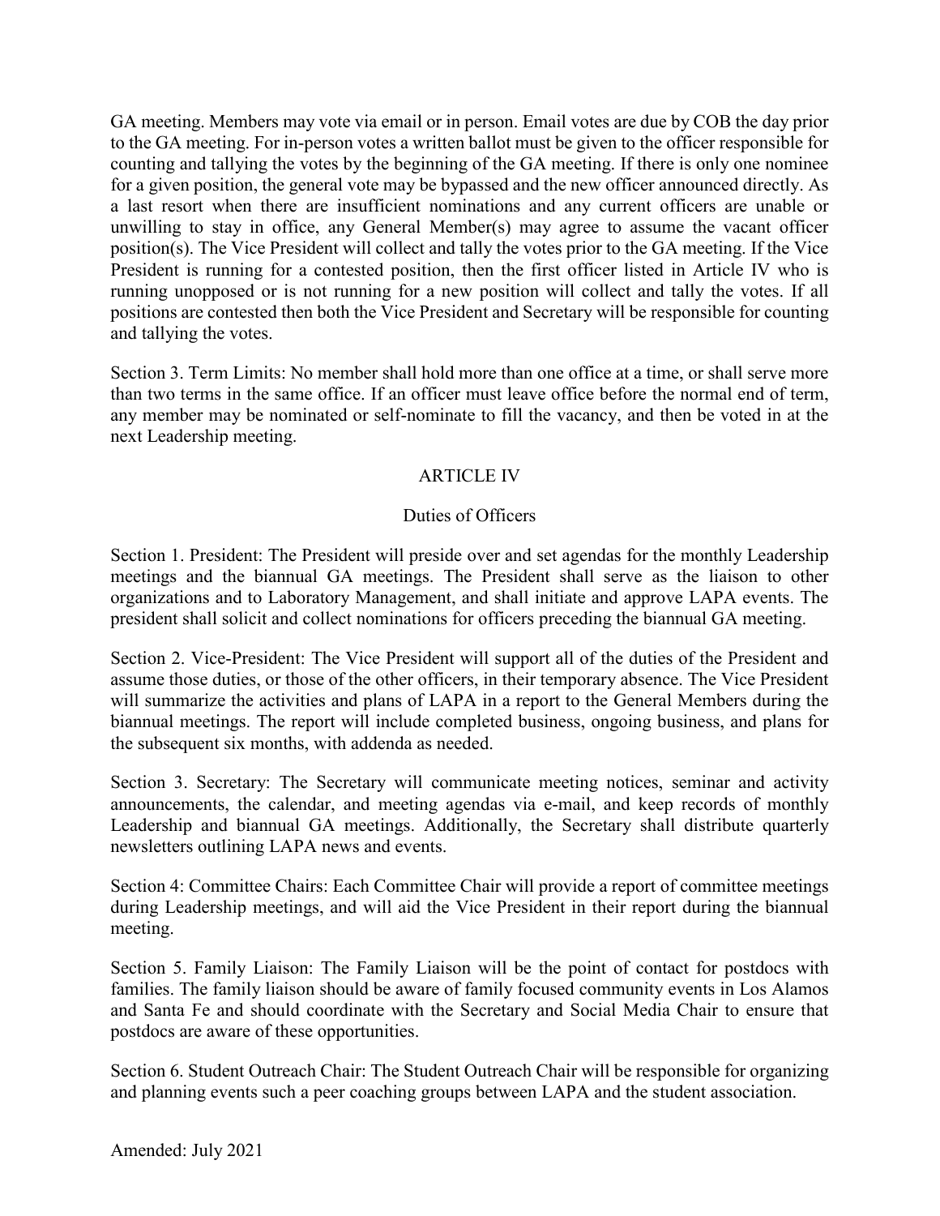GA meeting. Members may vote via email or in person. Email votes are due by COB the day prior to the GA meeting. For in-person votes a written ballot must be given to the officer responsible for counting and tallying the votes by the beginning of the GA meeting. If there is only one nominee for a given position, the general vote may be bypassed and the new officer announced directly. As a last resort when there are insufficient nominations and any current officers are unable or unwilling to stay in office, any General Member(s) may agree to assume the vacant officer position(s). The Vice President will collect and tally the votes prior to the GA meeting. If the Vice President is running for a contested position, then the first officer listed in Article IV who is running unopposed or is not running for a new position will collect and tally the votes. If all positions are contested then both the Vice President and Secretary will be responsible for counting and tallying the votes.

Section 3. Term Limits: No member shall hold more than one office at a time, or shall serve more than two terms in the same office. If an officer must leave office before the normal end of term, any member may be nominated or self-nominate to fill the vacancy, and then be voted in at the next Leadership meeting.

## ARTICLE IV

### Duties of Officers

Section 1. President: The President will preside over and set agendas for the monthly Leadership meetings and the biannual GA meetings. The President shall serve as the liaison to other organizations and to Laboratory Management, and shall initiate and approve LAPA events. The president shall solicit and collect nominations for officers preceding the biannual GA meeting.

Section 2. Vice-President: The Vice President will support all of the duties of the President and assume those duties, or those of the other officers, in their temporary absence. The Vice President will summarize the activities and plans of LAPA in a report to the General Members during the biannual meetings. The report will include completed business, ongoing business, and plans for the subsequent six months, with addenda as needed.

Section 3. Secretary: The Secretary will communicate meeting notices, seminar and activity announcements, the calendar, and meeting agendas via e-mail, and keep records of monthly Leadership and biannual GA meetings. Additionally, the Secretary shall distribute quarterly newsletters outlining LAPA news and events.

Section 4: Committee Chairs: Each Committee Chair will provide a report of committee meetings during Leadership meetings, and will aid the Vice President in their report during the biannual meeting.

Section 5. Family Liaison: The Family Liaison will be the point of contact for postdocs with families. The family liaison should be aware of family focused community events in Los Alamos and Santa Fe and should coordinate with the Secretary and Social Media Chair to ensure that postdocs are aware of these opportunities.

Section 6. Student Outreach Chair: The Student Outreach Chair will be responsible for organizing and planning events such a peer coaching groups between LAPA and the student association.

Amended: July 2021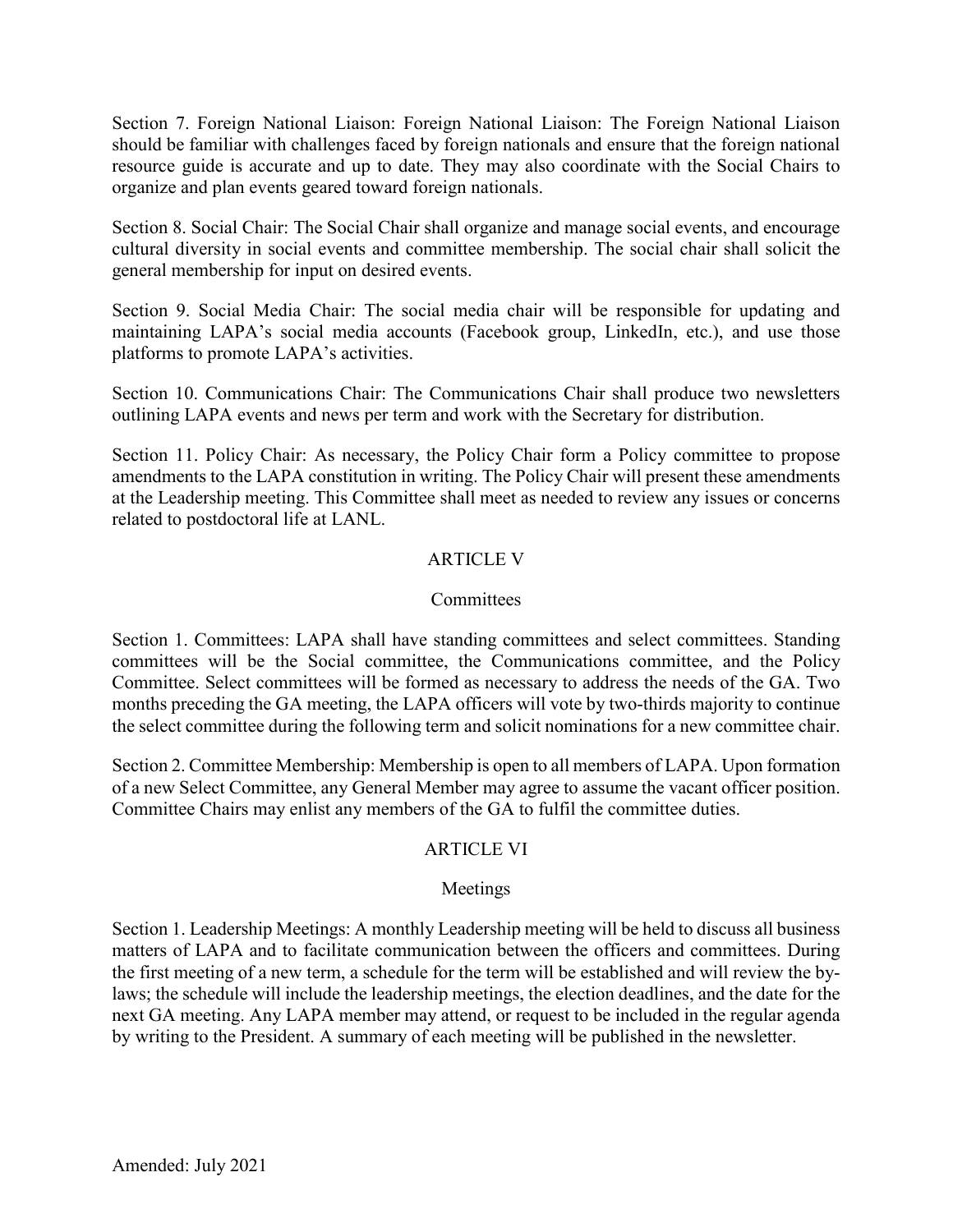Section 7. Foreign National Liaison: Foreign National Liaison: The Foreign National Liaison should be familiar with challenges faced by foreign nationals and ensure that the foreign national resource guide is accurate and up to date. They may also coordinate with the Social Chairs to organize and plan events geared toward foreign nationals.

Section 8. Social Chair: The Social Chair shall organize and manage social events, and encourage cultural diversity in social events and committee membership. The social chair shall solicit the general membership for input on desired events.

Section 9. Social Media Chair: The social media chair will be responsible for updating and maintaining LAPA's social media accounts (Facebook group, LinkedIn, etc.), and use those platforms to promote LAPA's activities.

Section 10. Communications Chair: The Communications Chair shall produce two newsletters outlining LAPA events and news per term and work with the Secretary for distribution.

Section 11. Policy Chair: As necessary, the Policy Chair form a Policy committee to propose amendments to the LAPA constitution in writing. The Policy Chair will present these amendments at the Leadership meeting. This Committee shall meet as needed to review any issues or concerns related to postdoctoral life at LANL.

## ARTICLE V

### Committees

Section 1. Committees: LAPA shall have standing committees and select committees. Standing committees will be the Social committee, the Communications committee, and the Policy Committee. Select committees will be formed as necessary to address the needs of the GA. Two months preceding the GA meeting, the LAPA officers will vote by two-thirds majority to continue the select committee during the following term and solicit nominations for a new committee chair.

Section 2. Committee Membership: Membership is open to all members of LAPA. Upon formation of a new Select Committee, any General Member may agree to assume the vacant officer position. Committee Chairs may enlist any members of the GA to fulfil the committee duties.

## ARTICLE VI

### Meetings

Section 1. Leadership Meetings: A monthly Leadership meeting will be held to discuss all business matters of LAPA and to facilitate communication between the officers and committees. During the first meeting of a new term, a schedule for the term will be established and will review the by-laws; the schedule will include the leadership meetings, the election deadlines, and the date for the next GA meeting. Any LAPA member may attend, or request to be included in the regular agenda by writing to the President. A summary of each meeting will be published in the newsletter.

Amended: July 2021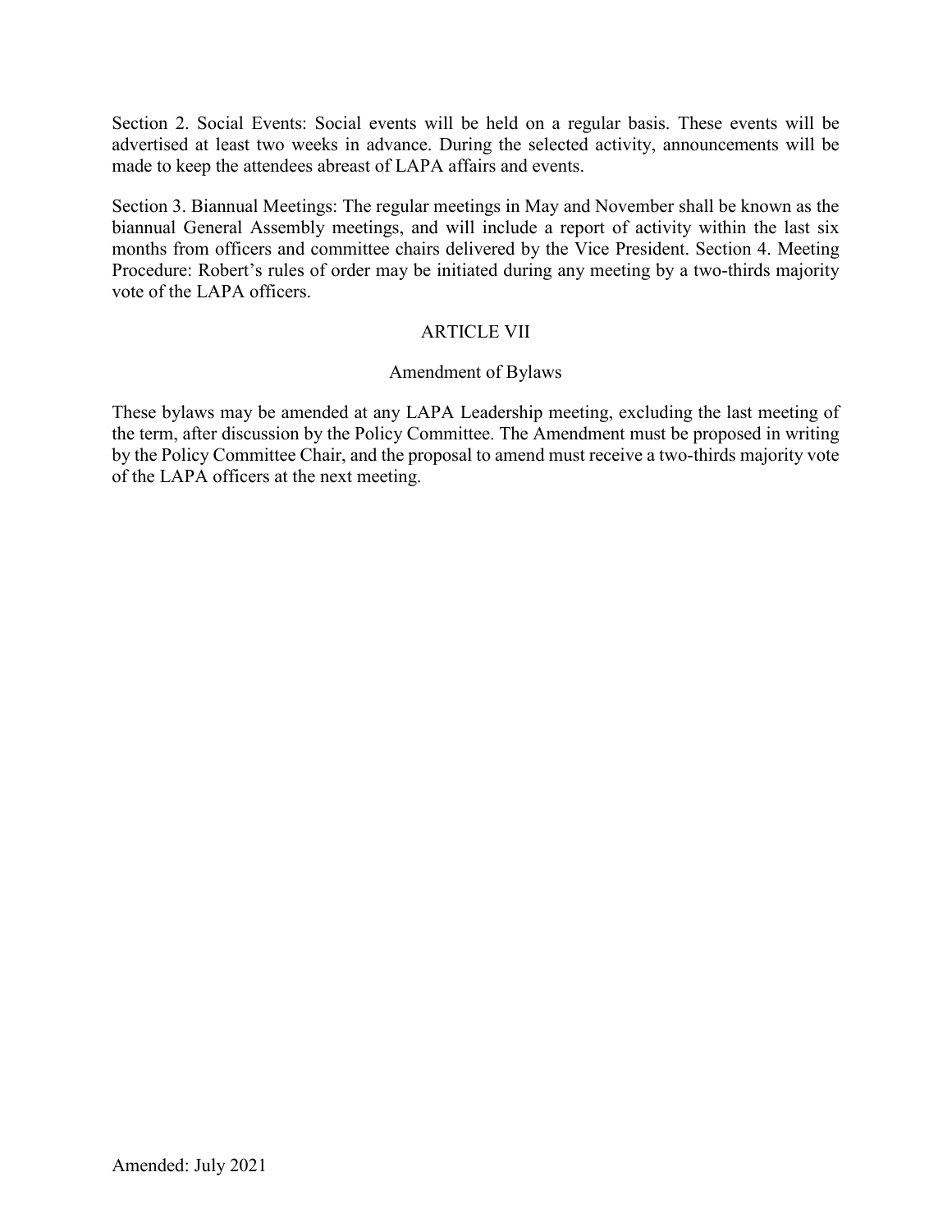Section 2. Social Events: Social events will be held on a regular basis. These events will be advertised at least two weeks in advance. During the selected activity, announcements will be made to keep the attendees abreast of LAPA affairs and events.

Section 3. Biannual Meetings: The regular meetings in May and November shall be known as the biannual General Assembly meetings, and will include a report of activity within the last six months from officers and committee chairs delivered by the Vice President. Section 4. Meeting Procedure: Robert's rules of order may be initiated during any meeting by a two-thirds majority vote of the LAPA officers.

## ARTICLE VII

### Amendment of Bylaws

These bylaws may be amended at any LAPA Leadership meeting, excluding the last meeting of the term, after discussion by the Policy Committee. The Amendment must be proposed in writing by the Policy Committee Chair, and the proposal to amend must receive a two-thirds majority vote of the LAPA officers at the next meeting.

Amended: July 2021